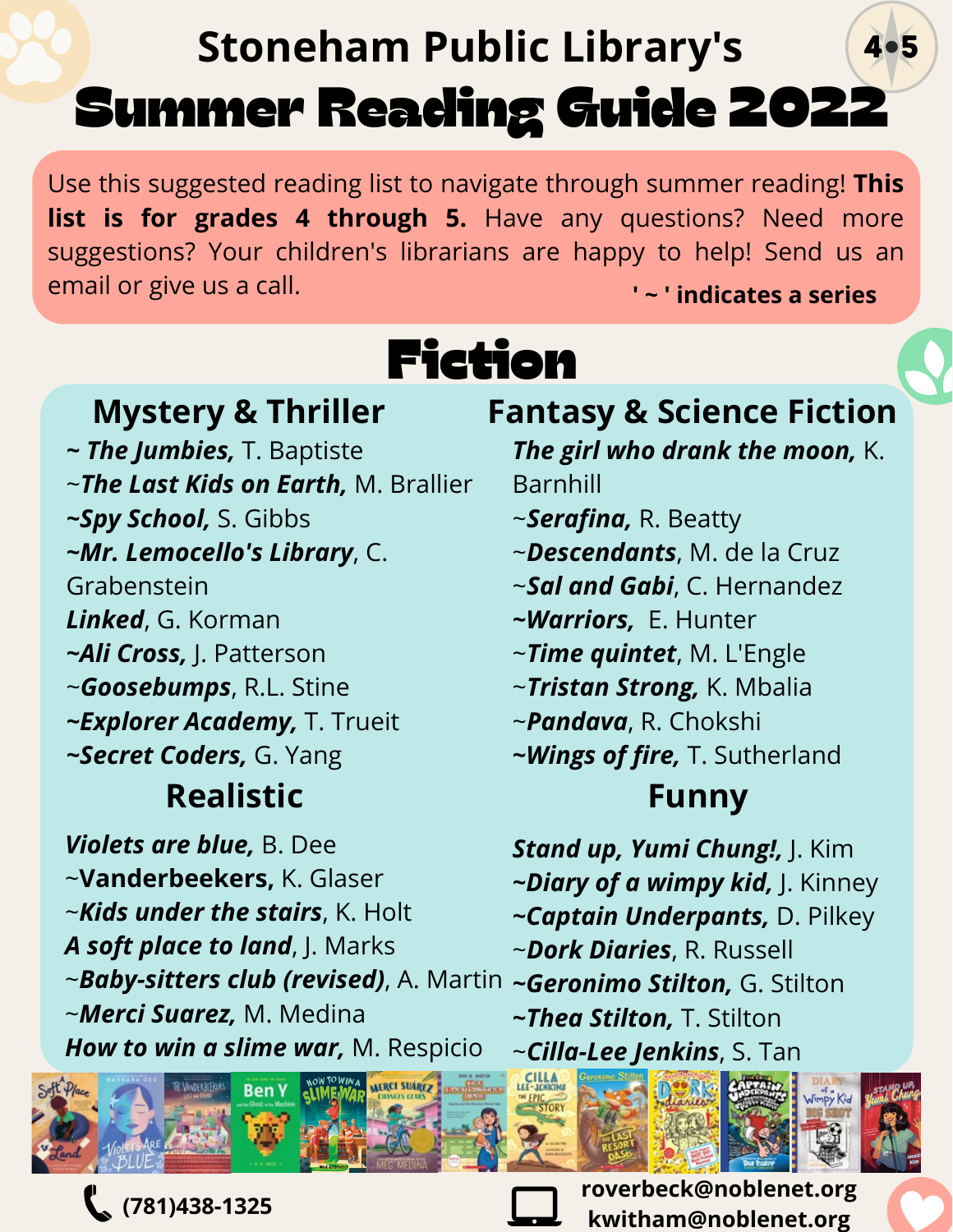# Stoneham Public Library's

# Summer Reading Guide 2022

Use this suggested reading list to navigate through summer reading! **This list is for grades 4 through 5.** Have any questions? Need more suggestions? Your children's librarians are happy to help! Send us an email or give us a call.

**' ~ ' indicates a series**

## Fiction

### Mystery & Thriller

***~ The Jumbies,*** T. Baptiste  
~***The Last Kids on Earth,*** M. Brallier  
***~Spy School,*** S. Gibbs  
***~Mr. Lemocello's Library***, C. Grabenstein  
***Linked***, G. Korman  
***~Ali Cross,*** J. Patterson  
~***Goosebumps***, R.L. Stine  
***~Explorer Academy,*** T. Trueit  
***~Secret Coders,*** G. Yang

### Realistic

***Violets are blue,*** B. Dee  
~**Vanderbeekers,** K. Glaser  
~***Kids under the stairs***, K. Holt  
***A soft place to land***, J. Marks  
~***Baby-sitters club (revised)***, A. Martin  
~***Merci Suarez,*** M. Medina  
***How to win a slime war,*** M. Respicio

### Fantasy & Science Fiction

***The girl who drank the moon,*** K. Barnhill  
~***Serafina,*** R. Beatty  
~***Descendants***, M. de la Cruz  
~***Sal and Gabi***, C. Hernandez  
***~Warriors,*** E. Hunter  
~***Time quintet***, M. L'Engle  
~***Tristan Strong,*** K. Mbalia  
~***Pandava***, R. Chokshi  
***~Wings of fire,*** T. Sutherland

### Funny

***Stand up, Yumi Chung!,*** J. Kim  
***~Diary of a wimpy kid,*** J. Kinney  
***~Captain Underpants,*** D. Pilkey  
~***Dork Diaries***, R. Russell  
***~Geronimo Stilton,*** G. Stilton  
***~Thea Stilton,*** T. Stilton  
~***Cilla-Lee Jenkins***, S. Tan

(781)438-1325

roverbeck@noblenet.org  
kwitham@noblenet.org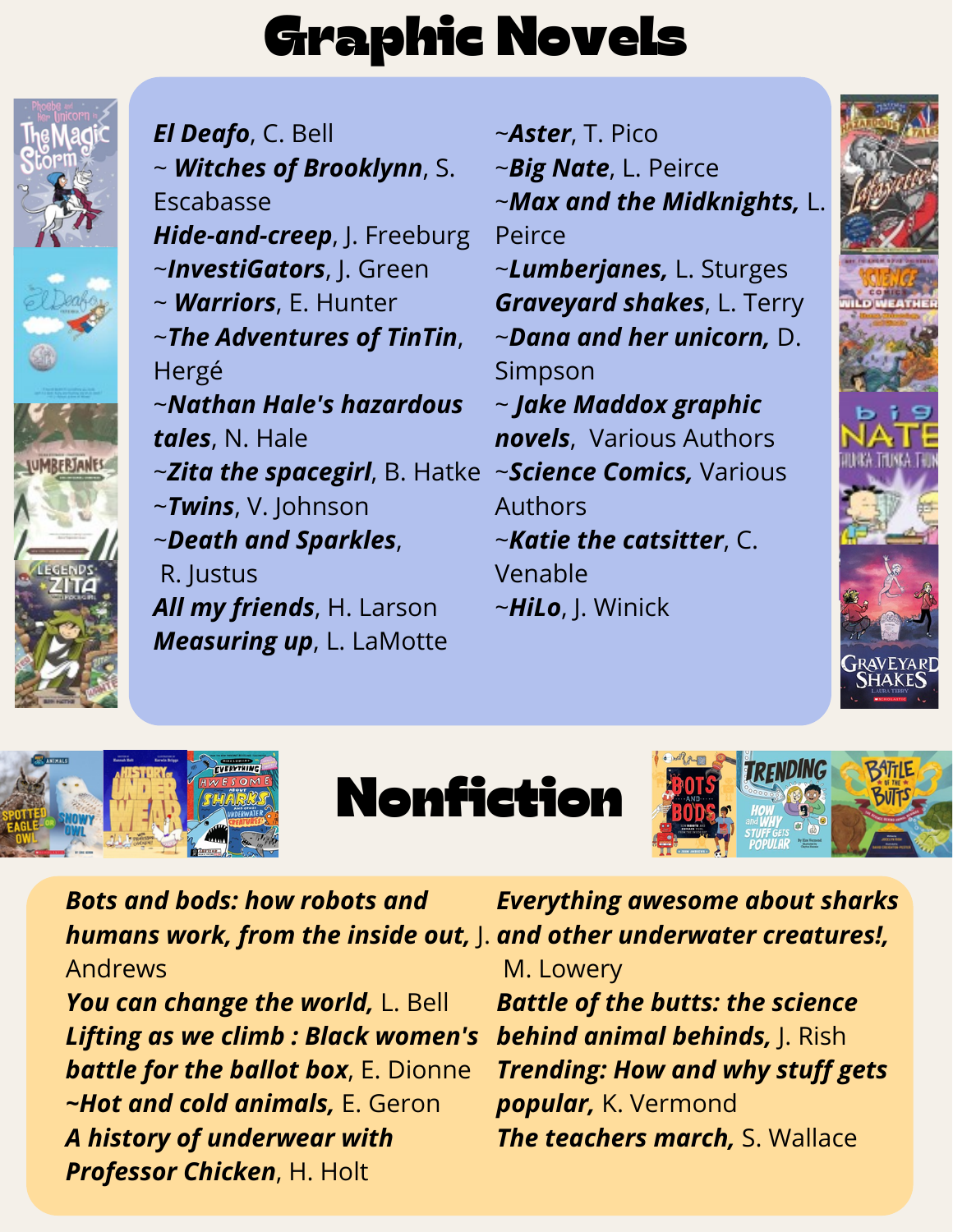# Graphic Novels

***El Deafo***, C. Bell
~ ***Witches of Brooklynn***, S. Escabasse
***Hide-and-creep***, J. Freeburg
~***InvestiGators***, J. Green
~ ***Warriors***, E. Hunter
~***The Adventures of TinTin***, Hergé
~***Nathan Hale's hazardous tales***, N. Hale
~***Zita the spacegirl***, B. Hatke
~***Twins***, V. Johnson
~***Death and Sparkles***, R. Justus
***All my friends***, H. Larson
***Measuring up***, L. LaMotte
~***Aster***, T. Pico
~***Big Nate***, L. Peirce
~***Max and the Midknights,*** L. Peirce
~***Lumberjanes,*** L. Sturges
***Graveyard shakes***, L. Terry
~***Dana and her unicorn,*** D. Simpson
~ ***Jake Maddox graphic novels***, Various Authors
~***Science Comics,*** Various Authors
~***Katie the catsitter***, C. Venable
~***HiLo***, J. Winick

# Nonfiction

***Bots and bods: how robots and humans work, from the inside out,*** J. Andrews
***You can change the world,*** L. Bell
***Lifting as we climb : Black women's battle for the ballot box***, E. Dionne
~***Hot and cold animals,*** E. Geron
***A history of underwear with Professor Chicken***, H. Holt
***Everything awesome about sharks and other underwater creatures!,*** M. Lowery
***Battle of the butts: the science behind animal behinds,*** J. Rish
***Trending: How and why stuff gets popular,*** K. Vermond
***The teachers march,*** S. Wallace